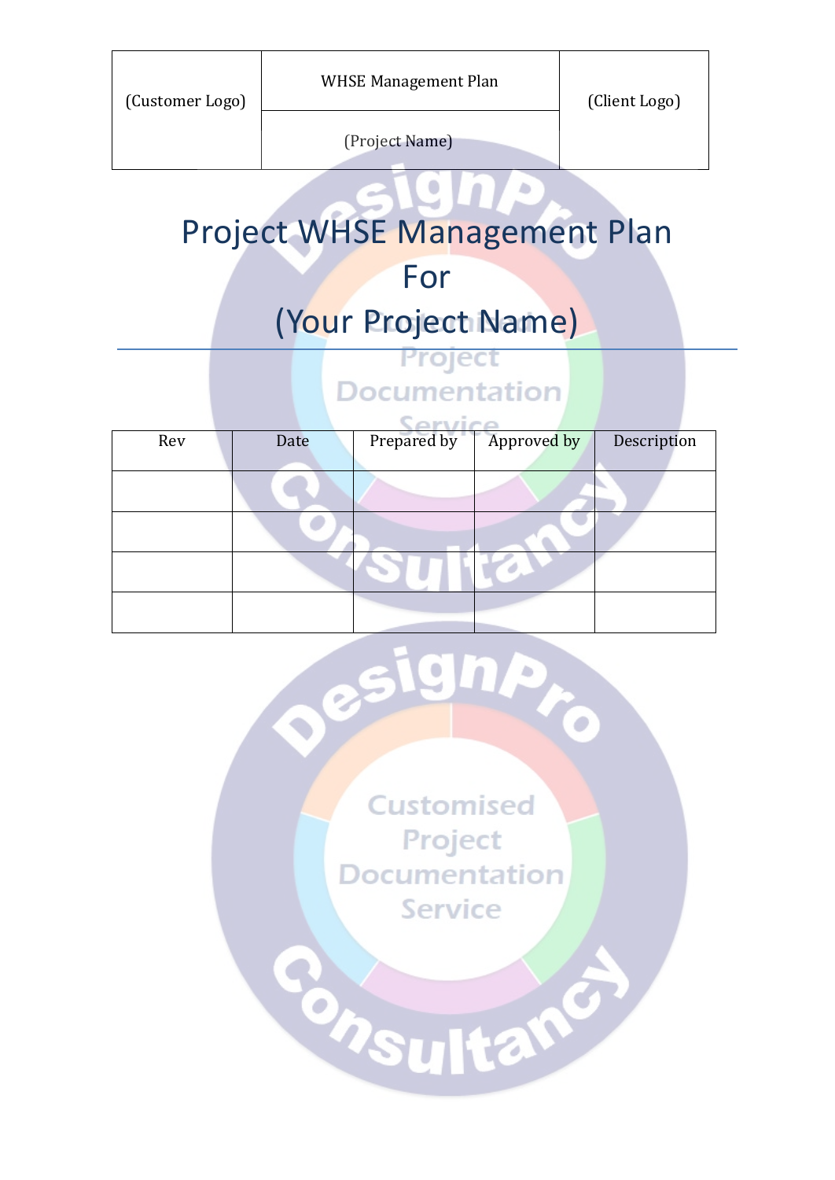| (Customer Logo) | WHSE Management Plan | (Client Logo) |
| --- | --- | --- |
| | (Project Name) | |

# Project WHSE Management Plan For (Your Project Name)

| Rev | Date | Prepared by | Approved by | Description |
| --- | --- | --- | --- | --- |
| | | | | |
| | | | | |
| | | | | |
| | | | | |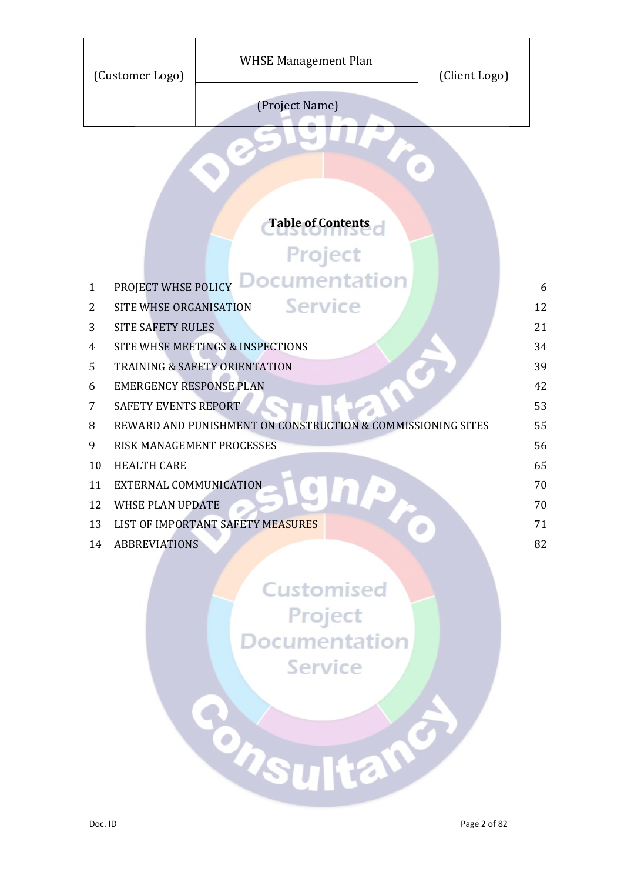| (Customer Logo) | WHSE Management Plan | (Client Logo) |
|---|---|---|
| | (Project Name) | |

**Table of Contents**

| | | |
|---|---|---|
| 1 | PROJECT WHSE POLICY | 6 |
| 2 | SITE WHSE ORGANISATION | 12 |
| 3 | SITE SAFETY RULES | 21 |
| 4 | SITE WHSE MEETINGS & INSPECTIONS | 34 |
| 5 | TRAINING & SAFETY ORIENTATION | 39 |
| 6 | EMERGENCY RESPONSE PLAN | 42 |
| 7 | SAFETY EVENTS REPORT | 53 |
| 8 | REWARD AND PUNISHMENT ON CONSTRUCTION & COMMISSIONING SITES | 55 |
| 9 | RISK MANAGEMENT PROCESSES | 56 |
| 10 | HEALTH CARE | 65 |
| 11 | EXTERNAL COMMUNICATION | 70 |
| 12 | WHSE PLAN UPDATE | 70 |
| 13 | LIST OF IMPORTANT SAFETY MEASURES | 71 |
| 14 | ABBREVIATIONS | 82 |

Doc. ID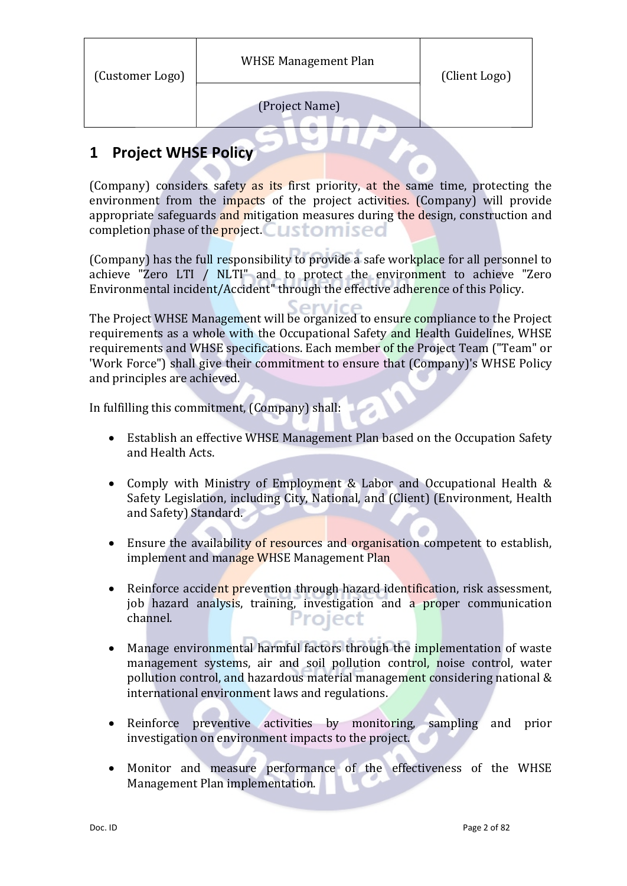| (Customer Logo) | WHSE Management Plan | (Client Logo) |
|---|---|---|
| | (Project Name) | |

# 1 Project WHSE Policy

(Company) considers safety as its first priority, at the same time, protecting the environment from the impacts of the project activities. (Company) will provide appropriate safeguards and mitigation measures during the design, construction and completion phase of the project.

(Company) has the full responsibility to provide a safe workplace for all personnel to achieve "Zero LTI / NLTI" and to protect the environment to achieve "Zero Environmental incident/Accident" through the effective adherence of this Policy.

The Project WHSE Management will be organized to ensure compliance to the Project requirements as a whole with the Occupational Safety and Health Guidelines, WHSE requirements and WHSE specifications. Each member of the Project Team ("Team" or 'Work Force") shall give their commitment to ensure that (Company)'s WHSE Policy and principles are achieved.

In fulfilling this commitment, (Company) shall:

- Establish an effective WHSE Management Plan based on the Occupation Safety and Health Acts.
- Comply with Ministry of Employment & Labor and Occupational Health & Safety Legislation, including City, National, and (Client) (Environment, Health and Safety) Standard.
- Ensure the availability of resources and organisation competent to establish, implement and manage WHSE Management Plan
- Reinforce accident prevention through hazard identification, risk assessment, job hazard analysis, training, investigation and a proper communication channel.
- Manage environmental harmful factors through the implementation of waste management systems, air and soil pollution control, noise control, water pollution control, and hazardous material management considering national & international environment laws and regulations.
- Reinforce preventive activities by monitoring, sampling and prior investigation on environment impacts to the project.
- Monitor and measure performance of the effectiveness of the WHSE Management Plan implementation.